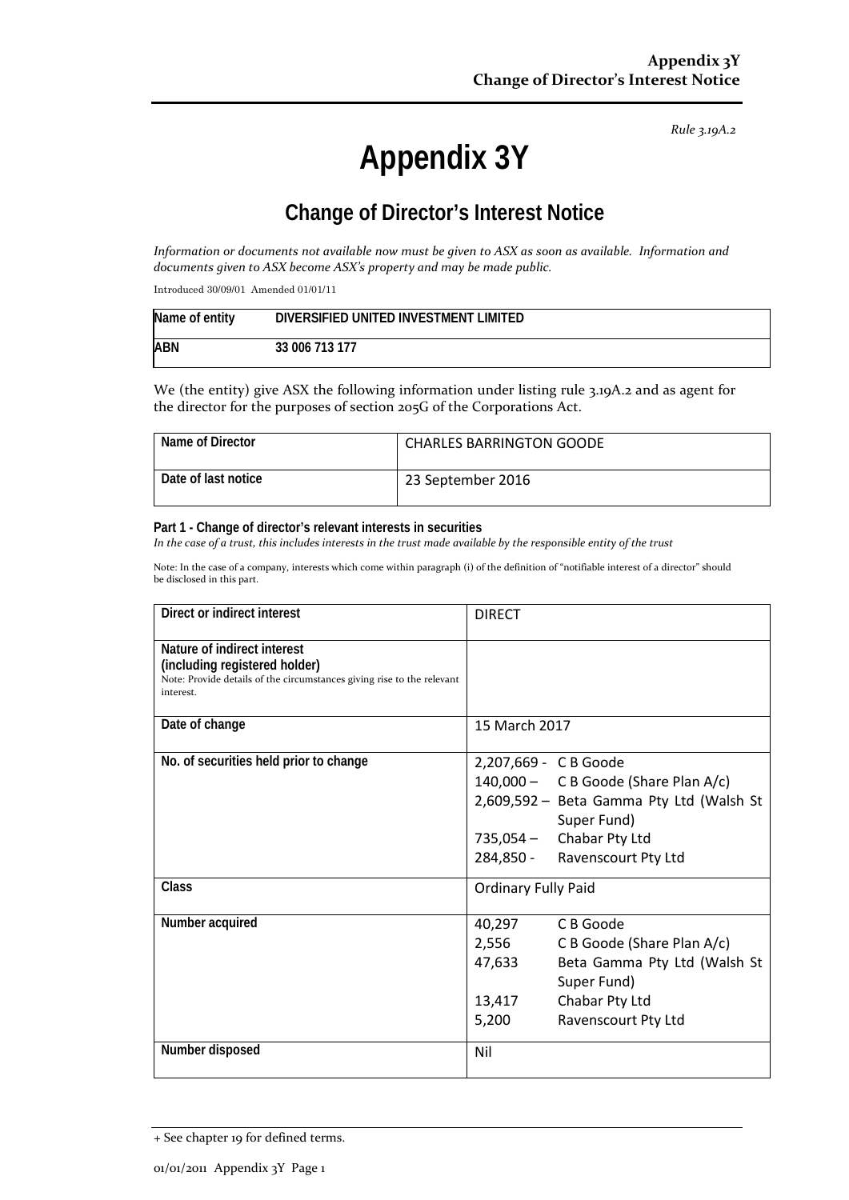*Rule 3.19A.2*

# Appendix 3Y

## Change of Director's Interest Notice

*Information or documents not available now must be given to ASX as soon as available. Information and documents given to ASX become ASX's property and may be made public.*

Introduced 30/09/01 Amended 01/01/11

| Name of entity | DIVERSIFIED UNITED INVESTMENT LIMITED |
|---|---|
| ABN | 33 006 713 177 |

We (the entity) give ASX the following information under listing rule 3.19A.2 and as agent for the director for the purposes of section 205G of the Corporations Act.

| Name of Director | CHARLES BARRINGTON GOODE |
|---|---|
| Date of last notice | 23 September 2016 |

**Part 1 - Change of director's relevant interests in securities**

*In the case of a trust, this includes interests in the trust made available by the responsible entity of the trust*

Note: In the case of a company, interests which come within paragraph (i) of the definition of "notifiable interest of a director" should be disclosed in this part.

| Direct or indirect interest | DIRECT |
|---|---|
| **Nature of indirect interest (including registered holder)**<br>Note: Provide details of the circumstances giving rise to the relevant interest. | |
| **Date of change** | 15 March 2017 |
| **No. of securities held prior to change** | 2,207,669 - C B Goode<br>140,000 – C B Goode (Share Plan A/c)<br>2,609,592 – Beta Gamma Pty Ltd (Walsh St Super Fund)<br>735,054 – Chabar Pty Ltd<br>284,850 - Ravenscourt Pty Ltd |
| **Class** | Ordinary Fully Paid |
| **Number acquired** | 40,297 C B Goode<br>2,556 C B Goode (Share Plan A/c)<br>47,633 Beta Gamma Pty Ltd (Walsh St Super Fund)<br>13,417 Chabar Pty Ltd<br>5,200 Ravenscourt Pty Ltd |
| **Number disposed** | Nil |

+ See chapter 19 for defined terms.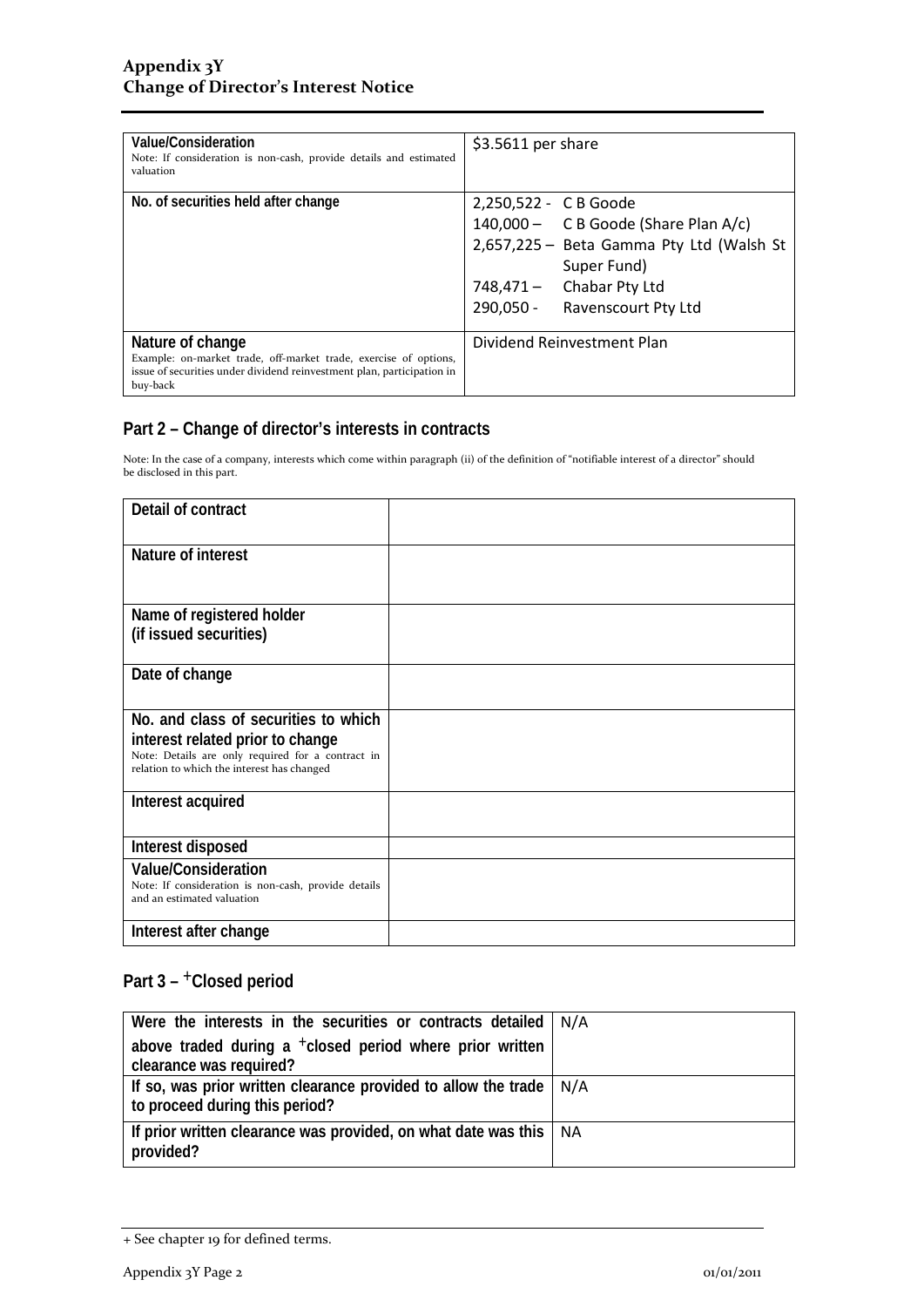| | |
|---|---|
| **Value/Consideration**<br>Note: If consideration is non-cash, provide details and estimated valuation | $3.5611 per share |
| **No. of securities held after change** | 2,250,522 - C B Goode<br>140,000 – C B Goode (Share Plan A/c)<br>2,657,225 – Beta Gamma Pty Ltd (Walsh St Super Fund)<br>748,471 – Chabar Pty Ltd<br>290,050 - Ravenscourt Pty Ltd |
| **Nature of change**<br>Example: on-market trade, off-market trade, exercise of options, issue of securities under dividend reinvestment plan, participation in buy-back | Dividend Reinvestment Plan |

## Part 2 – Change of director's interests in contracts

Note: In the case of a company, interests which come within paragraph (ii) of the definition of "notifiable interest of a director" should be disclosed in this part.

| | |
|---|---|
| **Detail of contract** | |
| **Nature of interest** | |
| **Name of registered holder (if issued securities)** | |
| **Date of change** | |
| **No. and class of securities to which interest related prior to change**<br>Note: Details are only required for a contract in relation to which the interest has changed | |
| **Interest acquired** | |
| **Interest disposed** | |
| **Value/Consideration**<br>Note: If consideration is non-cash, provide details and an estimated valuation | |
| **Interest after change** | |

## Part 3 – +Closed period

| | |
|---|---|
| **Were the interests in the securities or contracts detailed above traded during a +closed period where prior written clearance was required?** | N/A |
| **If so, was prior written clearance provided to allow the trade to proceed during this period?** | N/A |
| **If prior written clearance was provided, on what date was this provided?** | NA |

+ See chapter 19 for defined terms.